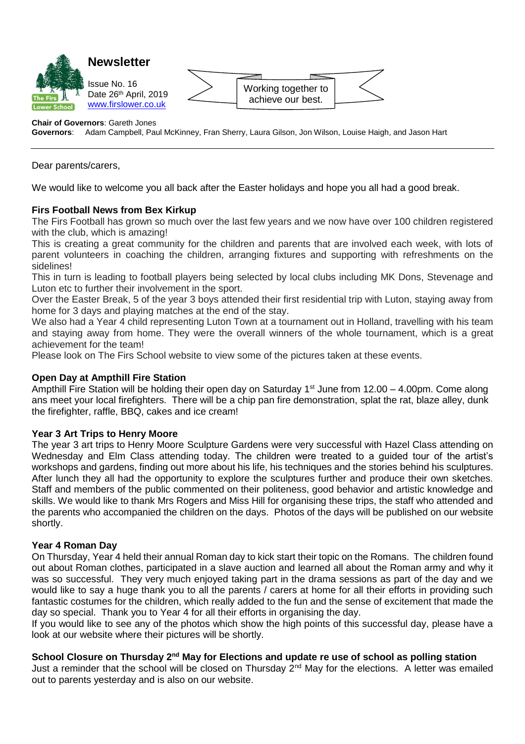# Newsletter

Issue No. 16
Date 26th April, 2019
www.firslower.co.uk

Working together to achieve our best.

**Chair of Governors**: Gareth Jones
**Governors**: Adam Campbell, Paul McKinney, Fran Sherry, Laura Gilson, Jon Wilson, Louise Haigh, and Jason Hart

---

Dear parents/carers,

We would like to welcome you all back after the Easter holidays and hope you all had a good break.

### Firs Football News from Bex Kirkup

The Firs Football has grown so much over the last few years and we now have over 100 children registered with the club, which is amazing!

This is creating a great community for the children and parents that are involved each week, with lots of parent volunteers in coaching the children, arranging fixtures and supporting with refreshments on the sidelines!

This in turn is leading to football players being selected by local clubs including MK Dons, Stevenage and Luton etc to further their involvement in the sport.

Over the Easter Break, 5 of the year 3 boys attended their first residential trip with Luton, staying away from home for 3 days and playing matches at the end of the stay.

We also had a Year 4 child representing Luton Town at a tournament out in Holland, travelling with his team and staying away from home. They were the overall winners of the whole tournament, which is a great achievement for the team!

Please look on The Firs School website to view some of the pictures taken at these events.

### Open Day at Ampthill Fire Station

Ampthill Fire Station will be holding their open day on Saturday 1st June from 12.00 – 4.00pm. Come along ans meet your local firefighters. There will be a chip pan fire demonstration, splat the rat, blaze alley, dunk the firefighter, raffle, BBQ, cakes and ice cream!

### Year 3 Art Trips to Henry Moore

The year 3 art trips to Henry Moore Sculpture Gardens were very successful with Hazel Class attending on Wednesday and Elm Class attending today. The children were treated to a guided tour of the artist's workshops and gardens, finding out more about his life, his techniques and the stories behind his sculptures. After lunch they all had the opportunity to explore the sculptures further and produce their own sketches. Staff and members of the public commented on their politeness, good behavior and artistic knowledge and skills. We would like to thank Mrs Rogers and Miss Hill for organising these trips, the staff who attended and the parents who accompanied the children on the days. Photos of the days will be published on our website shortly.

### Year 4 Roman Day

On Thursday, Year 4 held their annual Roman day to kick start their topic on the Romans. The children found out about Roman clothes, participated in a slave auction and learned all about the Roman army and why it was so successful. They very much enjoyed taking part in the drama sessions as part of the day and we would like to say a huge thank you to all the parents / carers at home for all their efforts in providing such fantastic costumes for the children, which really added to the fun and the sense of excitement that made the day so special. Thank you to Year 4 for all their efforts in organising the day.

If you would like to see any of the photos which show the high points of this successful day, please have a look at our website where their pictures will be shortly.

### School Closure on Thursday 2nd May for Elections and update re use of school as polling station

Just a reminder that the school will be closed on Thursday 2nd May for the elections. A letter was emailed out to parents yesterday and is also on our website.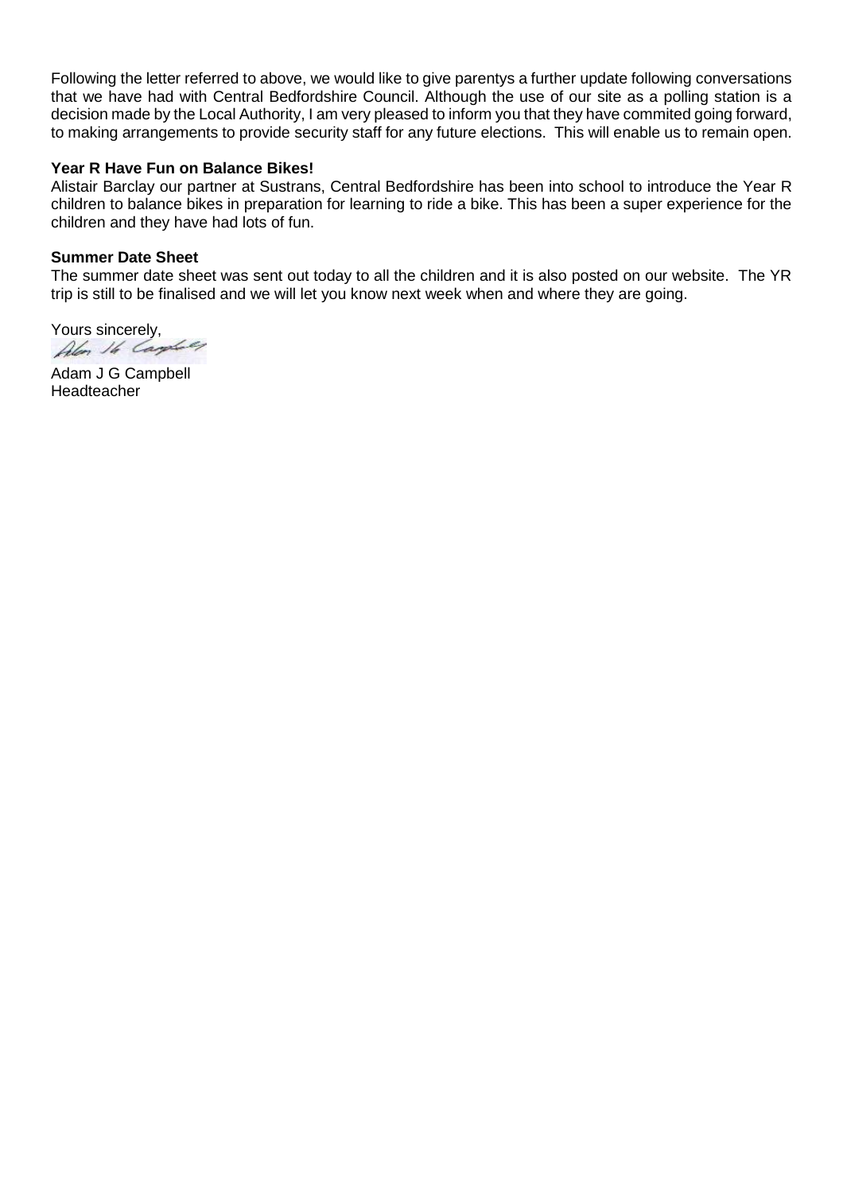Following the letter referred to above, we would like to give parentys a further update following conversations that we have had with Central Bedfordshire Council. Although the use of our site as a polling station is a decision made by the Local Authority, I am very pleased to inform you that they have commited going forward, to making arrangements to provide security staff for any future elections. This will enable us to remain open.

**Year R Have Fun on Balance Bikes!**

Alistair Barclay our partner at Sustrans, Central Bedfordshire has been into school to introduce the Year R children to balance bikes in preparation for learning to ride a bike. This has been a super experience for the children and they have had lots of fun.

**Summer Date Sheet**

The summer date sheet was sent out today to all the children and it is also posted on our website. The YR trip is still to be finalised and we will let you know next week when and where they are going.

Yours sincerely,

Adam J G Campbell
Headteacher